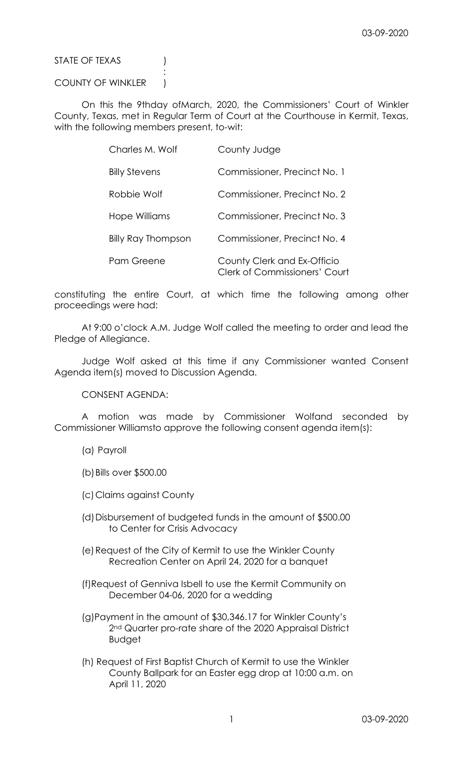STATE OF TEXAS )
:
COUNTY OF WINKLER )

On this the 9thday ofMarch, 2020, the Commissioners' Court of Winkler County, Texas, met in Regular Term of Court at the Courthouse in Kermit, Texas, with the following members present, to-wit:

| | |
|---|---|
| Charles M. Wolf | County Judge |
| Billy Stevens | Commissioner, Precinct No. 1 |
| Robbie Wolf | Commissioner, Precinct No. 2 |
| Hope Williams | Commissioner, Precinct No. 3 |
| Billy Ray Thompson | Commissioner, Precinct No. 4 |
| Pam Greene | County Clerk and Ex-Officio Clerk of Commissioners' Court |

constituting the entire Court, at which time the following among other proceedings were had:

At 9:00 o'clock A.M. Judge Wolf called the meeting to order and lead the Pledge of Allegiance.

Judge Wolf asked at this time if any Commissioner wanted Consent Agenda item(s) moved to Discussion Agenda.

CONSENT AGENDA:

A motion was made by Commissioner Wolfand seconded by Commissioner Williamsto approve the following consent agenda item(s):

(a) Payroll

(b) Bills over $500.00

(c) Claims against County

(d) Disbursement of budgeted funds in the amount of $500.00 to Center for Crisis Advocacy

(e) Request of the City of Kermit to use the Winkler County Recreation Center on April 24, 2020 for a banquet

(f) Request of Genniva Isbell to use the Kermit Community on December 04-06, 2020 for a wedding

(g) Payment in the amount of $30,346.17 for Winkler County's 2nd Quarter pro-rate share of the 2020 Appraisal District Budget

(h) Request of First Baptist Church of Kermit to use the Winkler County Ballpark for an Easter egg drop at 10:00 a.m. on April 11, 2020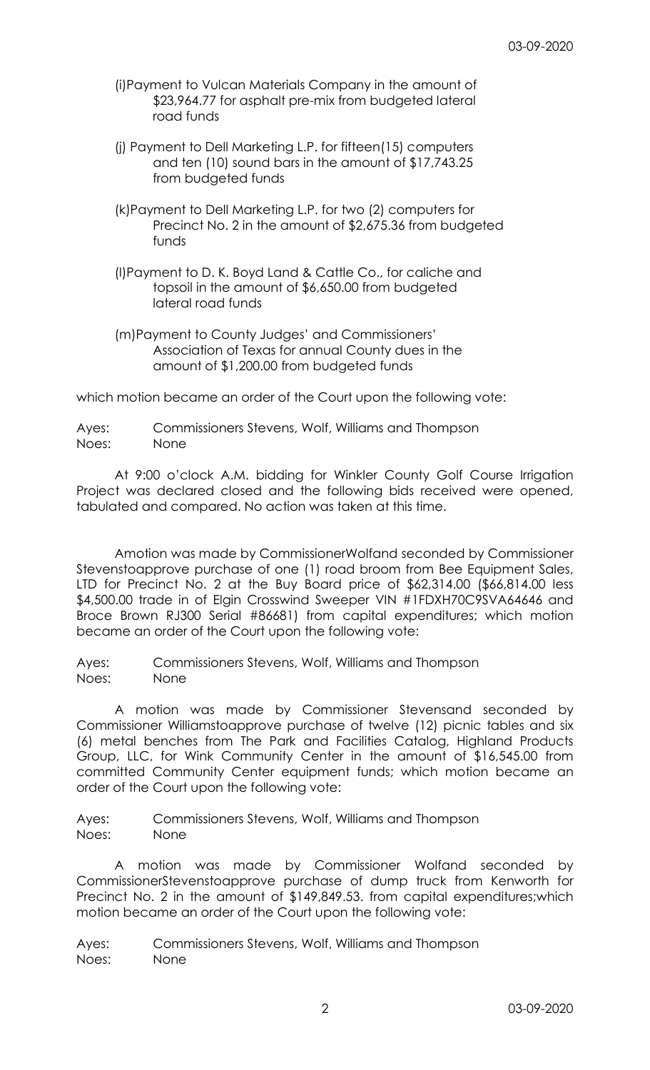(i)Payment to Vulcan Materials Company in the amount of $23,964.77 for asphalt pre-mix from budgeted lateral road funds

(j) Payment to Dell Marketing L.P. for fifteen(15) computers and ten (10) sound bars in the amount of $17,743.25 from budgeted funds

(k)Payment to Dell Marketing L.P. for two (2) computers for Precinct No. 2 in the amount of $2,675.36 from budgeted funds

(l)Payment to D. K. Boyd Land & Cattle Co., for caliche and topsoil in the amount of $6,650.00 from budgeted lateral road funds

(m)Payment to County Judges' and Commissioners' Association of Texas for annual County dues in the amount of $1,200.00 from budgeted funds

which motion became an order of the Court upon the following vote:

Ayes: Commissioners Stevens, Wolf, Williams and Thompson
Noes: None

At 9:00 o'clock A.M. bidding for Winkler County Golf Course Irrigation Project was declared closed and the following bids received were opened, tabulated and compared. No action was taken at this time.

Amotion was made by CommissionerWolfand seconded by Commissioner Stevenstoapprove purchase of one (1) road broom from Bee Equipment Sales, LTD for Precinct No. 2 at the Buy Board price of $62,314.00 ($66,814.00 less $4,500.00 trade in of Elgin Crosswind Sweeper VIN #1FDXH70C9SVA64646 and Broce Brown RJ300 Serial #86681) from capital expenditures; which motion became an order of the Court upon the following vote:

Ayes: Commissioners Stevens, Wolf, Williams and Thompson
Noes: None

A motion was made by Commissioner Stevensand seconded by Commissioner Williamstoapprove purchase of twelve (12) picnic tables and six (6) metal benches from The Park and Facilities Catalog, Highland Products Group, LLC, for Wink Community Center in the amount of $16,545.00 from committed Community Center equipment funds; which motion became an order of the Court upon the following vote:

Ayes: Commissioners Stevens, Wolf, Williams and Thompson
Noes: None

A motion was made by Commissioner Wolfand seconded by CommissionerStevenstoapprove purchase of dump truck from Kenworth for Precinct No. 2 in the amount of $149,849.53. from capital expenditures;which motion became an order of the Court upon the following vote:

Ayes: Commissioners Stevens, Wolf, Williams and Thompson
Noes: None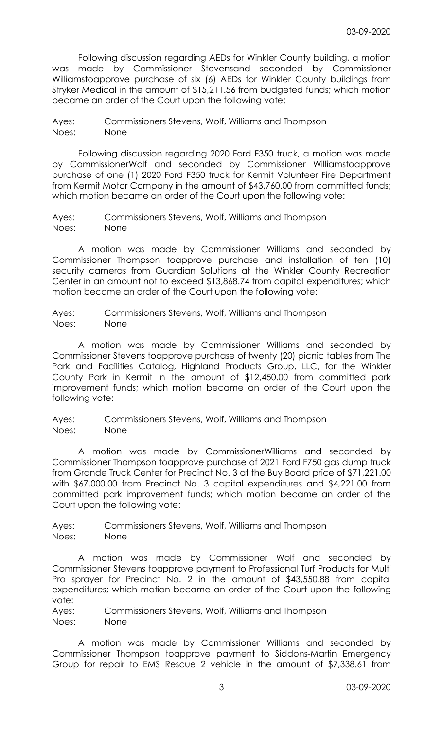Following discussion regarding AEDs for Winkler County building, a motion was made by Commissioner Stevensand seconded by Commissioner Williamstoapprove purchase of six (6) AEDs for Winkler County buildings from Stryker Medical in the amount of $15,211.56 from budgeted funds; which motion became an order of the Court upon the following vote:

Ayes: Commissioners Stevens, Wolf, Williams and Thompson
Noes: None

Following discussion regarding 2020 Ford F350 truck, a motion was made by CommissionerWolf and seconded by Commissioner Williamstoapprove purchase of one (1) 2020 Ford F350 truck for Kermit Volunteer Fire Department from Kermit Motor Company in the amount of $43,760.00 from committed funds; which motion became an order of the Court upon the following vote:

Ayes: Commissioners Stevens, Wolf, Williams and Thompson
Noes: None

A motion was made by Commissioner Williams and seconded by Commissioner Thompson toapprove purchase and installation of ten (10) security cameras from Guardian Solutions at the Winkler County Recreation Center in an amount not to exceed $13,868.74 from capital expenditures; which motion became an order of the Court upon the following vote:

Ayes: Commissioners Stevens, Wolf, Williams and Thompson
Noes: None

A motion was made by Commissioner Williams and seconded by Commissioner Stevens toapprove purchase of twenty (20) picnic tables from The Park and Facilities Catalog, Highland Products Group, LLC, for the Winkler County Park in Kermit in the amount of $12,450.00 from committed park improvement funds; which motion became an order of the Court upon the following vote:

Ayes: Commissioners Stevens, Wolf, Williams and Thompson
Noes: None

A motion was made by CommissionerWilliams and seconded by Commissioner Thompson toapprove purchase of 2021 Ford F750 gas dump truck from Grande Truck Center for Precinct No. 3 at the Buy Board price of $71,221.00 with $67,000.00 from Precinct No. 3 capital expenditures and $4,221.00 from committed park improvement funds; which motion became an order of the Court upon the following vote:

Ayes: Commissioners Stevens, Wolf, Williams and Thompson
Noes: None

A motion was made by Commissioner Wolf and seconded by Commissioner Stevens toapprove payment to Professional Turf Products for Multi Pro sprayer for Precinct No. 2 in the amount of $43,550.88 from capital expenditures; which motion became an order of the Court upon the following vote:

Ayes: Commissioners Stevens, Wolf, Williams and Thompson
Noes: None

A motion was made by Commissioner Williams and seconded by Commissioner Thompson toapprove payment to Siddons-Martin Emergency Group for repair to EMS Rescue 2 vehicle in the amount of $7,338.61 from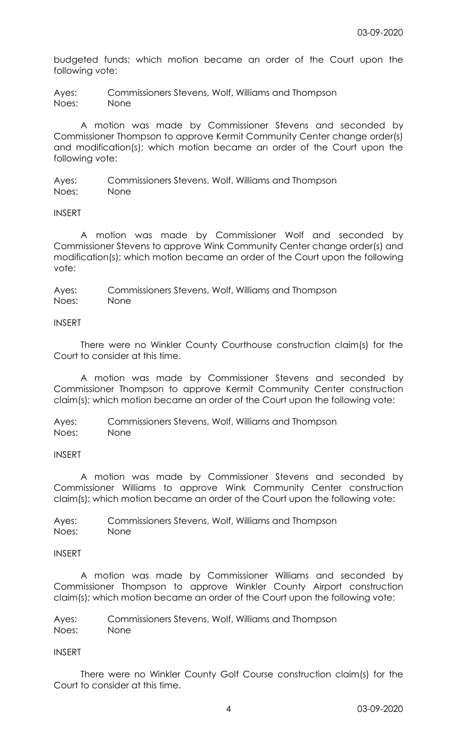budgeted funds; which motion became an order of the Court upon the following vote:

Ayes: Commissioners Stevens, Wolf, Williams and Thompson
Noes: None

A motion was made by Commissioner Stevens and seconded by Commissioner Thompson to approve Kermit Community Center change order(s) and modification(s); which motion became an order of the Court upon the following vote:

Ayes: Commissioners Stevens, Wolf, Williams and Thompson
Noes: None

INSERT

A motion was made by Commissioner Wolf and seconded by Commissioner Stevens to approve Wink Community Center change order(s) and modification(s); which motion became an order of the Court upon the following vote:

Ayes: Commissioners Stevens, Wolf, Williams and Thompson
Noes: None

INSERT

There were no Winkler County Courthouse construction claim(s) for the Court to consider at this time.

A motion was made by Commissioner Stevens and seconded by Commissioner Thompson to approve Kermit Community Center construction claim(s); which motion became an order of the Court upon the following vote:

Ayes: Commissioners Stevens, Wolf, Williams and Thompson
Noes: None

INSERT

A motion was made by Commissioner Stevens and seconded by Commissioner Williams to approve Wink Community Center construction claim(s); which motion became an order of the Court upon the following vote:

Ayes: Commissioners Stevens, Wolf, Williams and Thompson
Noes: None

INSERT

A motion was made by Commissioner Williams and seconded by Commissioner Thompson to approve Winkler County Airport construction claim(s); which motion became an order of the Court upon the following vote:

Ayes: Commissioners Stevens, Wolf, Williams and Thompson
Noes: None

INSERT

There were no Winkler County Golf Course construction claim(s) for the Court to consider at this time.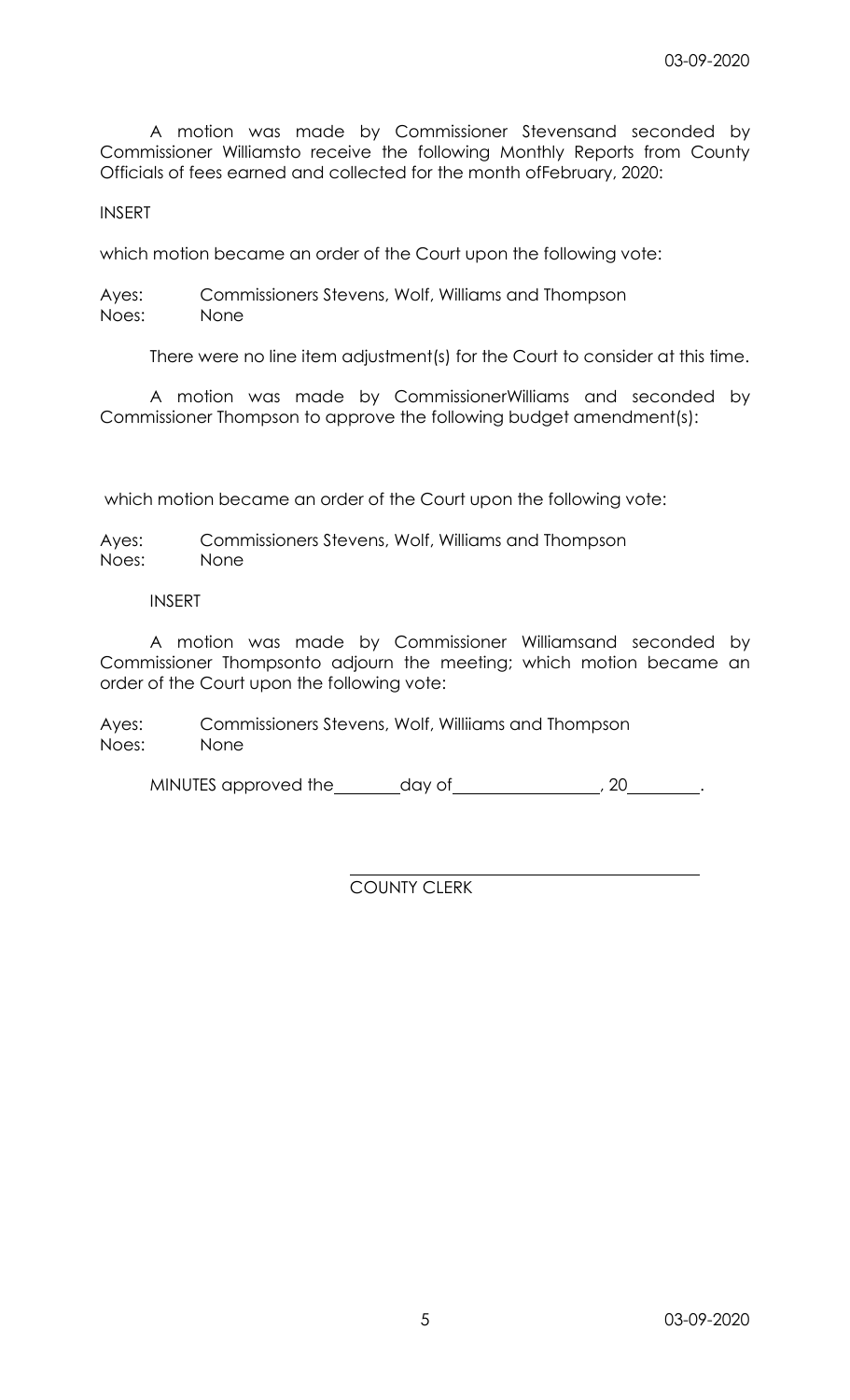A motion was made by Commissioner Stevensand seconded by Commissioner Williamsto receive the following Monthly Reports from County Officials of fees earned and collected for the month ofFebruary, 2020:

INSERT

which motion became an order of the Court upon the following vote:

Ayes: Commissioners Stevens, Wolf, Williams and Thompson
Noes: None

There were no line item adjustment(s) for the Court to consider at this time.

A motion was made by CommissionerWilliams and seconded by Commissioner Thompson to approve the following budget amendment(s):

which motion became an order of the Court upon the following vote:

Ayes: Commissioners Stevens, Wolf, Williams and Thompson
Noes: None

INSERT

A motion was made by Commissioner Williamsand seconded by Commissioner Thompsonto adjourn the meeting; which motion became an order of the Court upon the following vote:

Ayes: Commissioners Stevens, Wolf, Williiams and Thompson
Noes: None

MINUTES approved the\_\_\_\_\_\_\_\_day of\_\_\_\_\_\_\_\_\_\_\_\_\_\_\_\_\_\_, 20\_\_\_\_\_\_\_\_\_.

\_\_\_\_\_\_\_\_\_\_\_\_\_\_\_\_\_\_\_\_\_\_\_\_\_\_\_\_\_\_\_\_\_\_\_\_\_\_\_\_\_\_

COUNTY CLERK